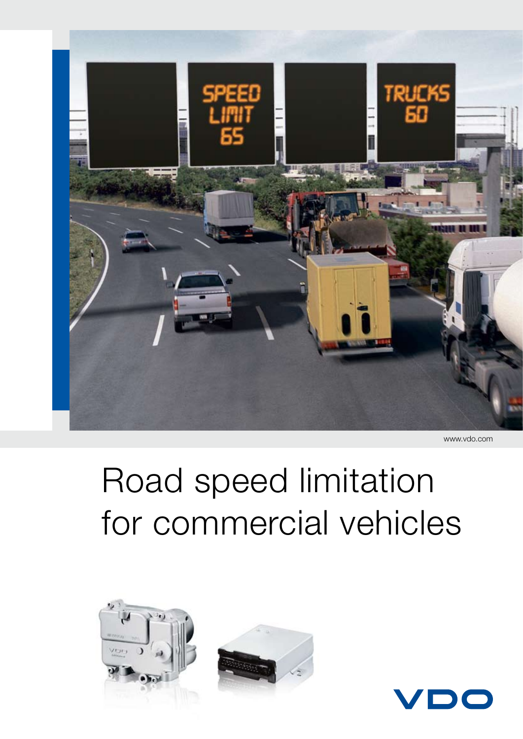www.vdo.com

# Road speed limitation for commercial vehicles

VDO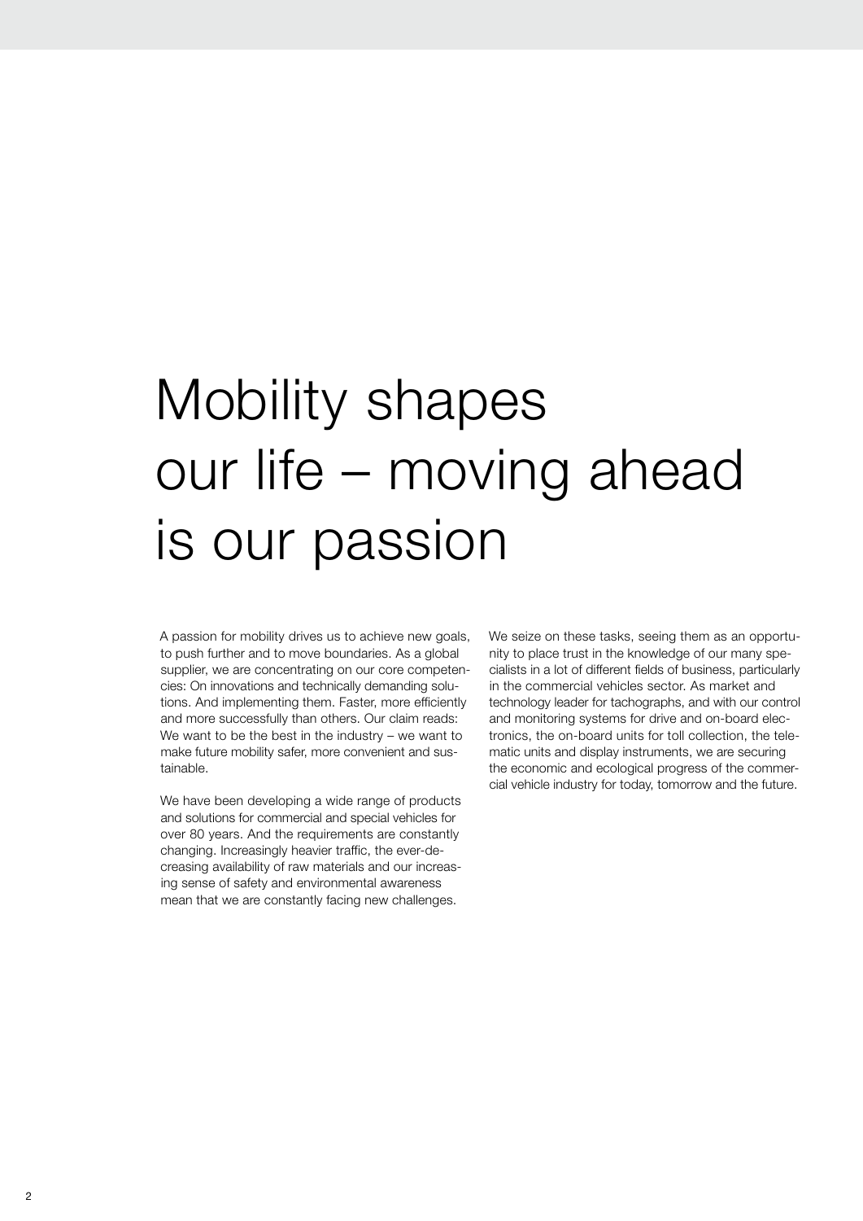# Mobility shapes our life – moving ahead is our passion

A passion for mobility drives us to achieve new goals, to push further and to move boundaries. As a global supplier, we are concentrating on our core competencies: On innovations and technically demanding solutions. And implementing them. Faster, more efficiently and more successfully than others. Our claim reads: We want to be the best in the industry – we want to make future mobility safer, more convenient and sustainable.

We have been developing a wide range of products and solutions for commercial and special vehicles for over 80 years. And the requirements are constantly changing. Increasingly heavier traffic, the ever-decreasing availability of raw materials and our increasing sense of safety and environmental awareness mean that we are constantly facing new challenges.

We seize on these tasks, seeing them as an opportunity to place trust in the knowledge of our many specialists in a lot of different fields of business, particularly in the commercial vehicles sector. As market and technology leader for tachographs, and with our control and monitoring systems for drive and on-board electronics, the on-board units for toll collection, the telematic units and display instruments, we are securing the economic and ecological progress of the commercial vehicle industry for today, tomorrow and the future.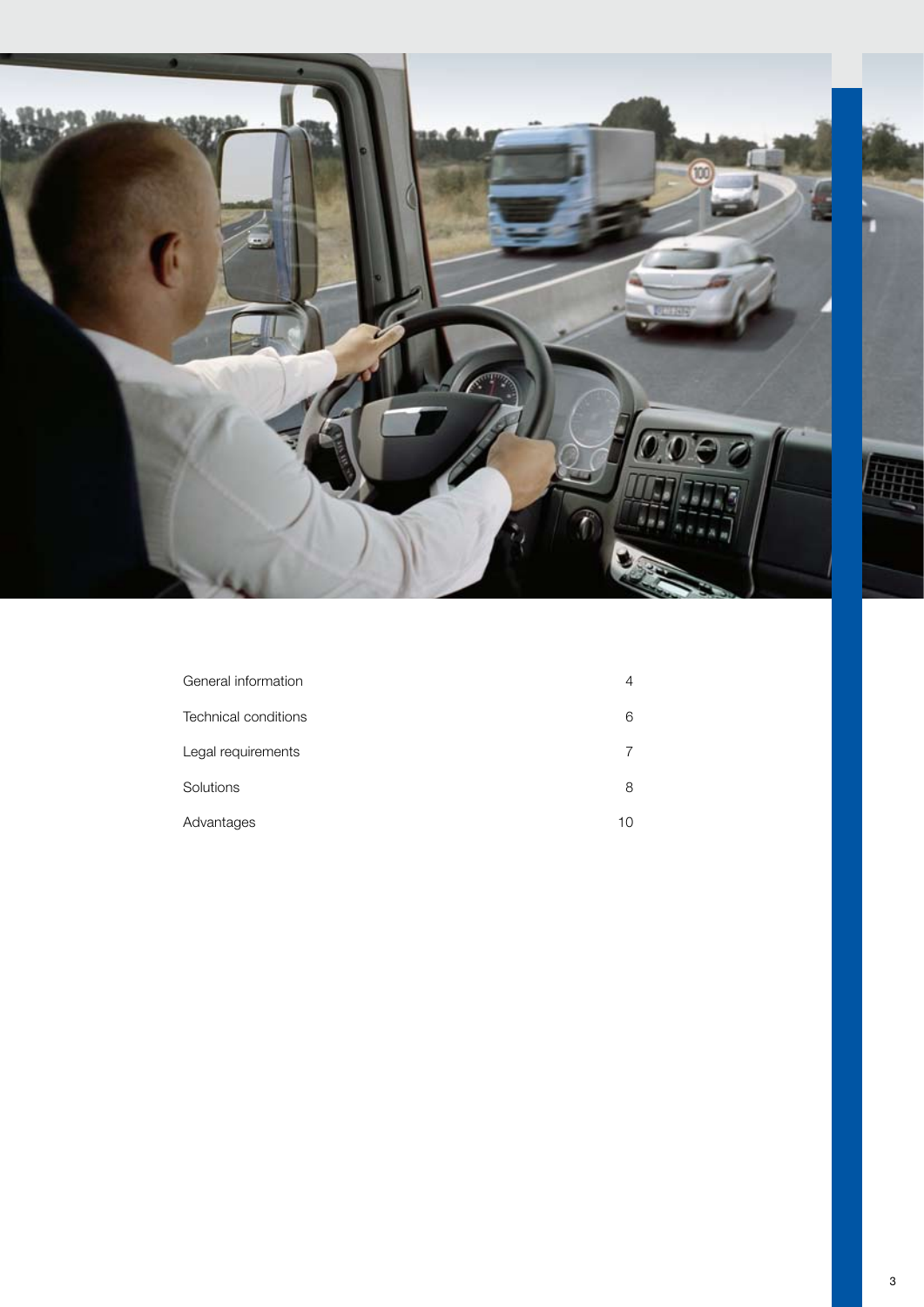| | |
|---|---|
| General information | 4 |
| Technical conditions | 6 |
| Legal requirements | 7 |
| Solutions | 8 |
| Advantages | 10 |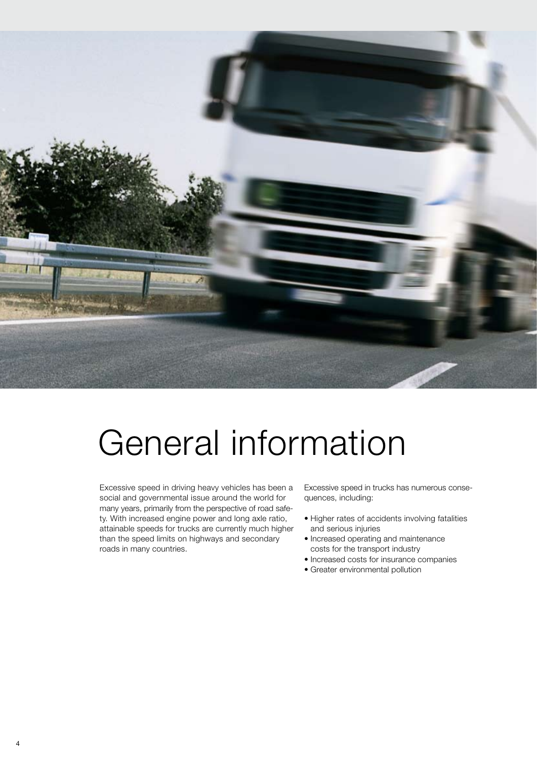# General information

Excessive speed in driving heavy vehicles has been a social and governmental issue around the world for many years, primarily from the perspective of road safety. With increased engine power and long axle ratio, attainable speeds for trucks are currently much higher than the speed limits on highways and secondary roads in many countries.

Excessive speed in trucks has numerous consequences, including:

- Higher rates of accidents involving fatalities and serious injuries
- Increased operating and maintenance costs for the transport industry
- Increased costs for insurance companies
- Greater environmental pollution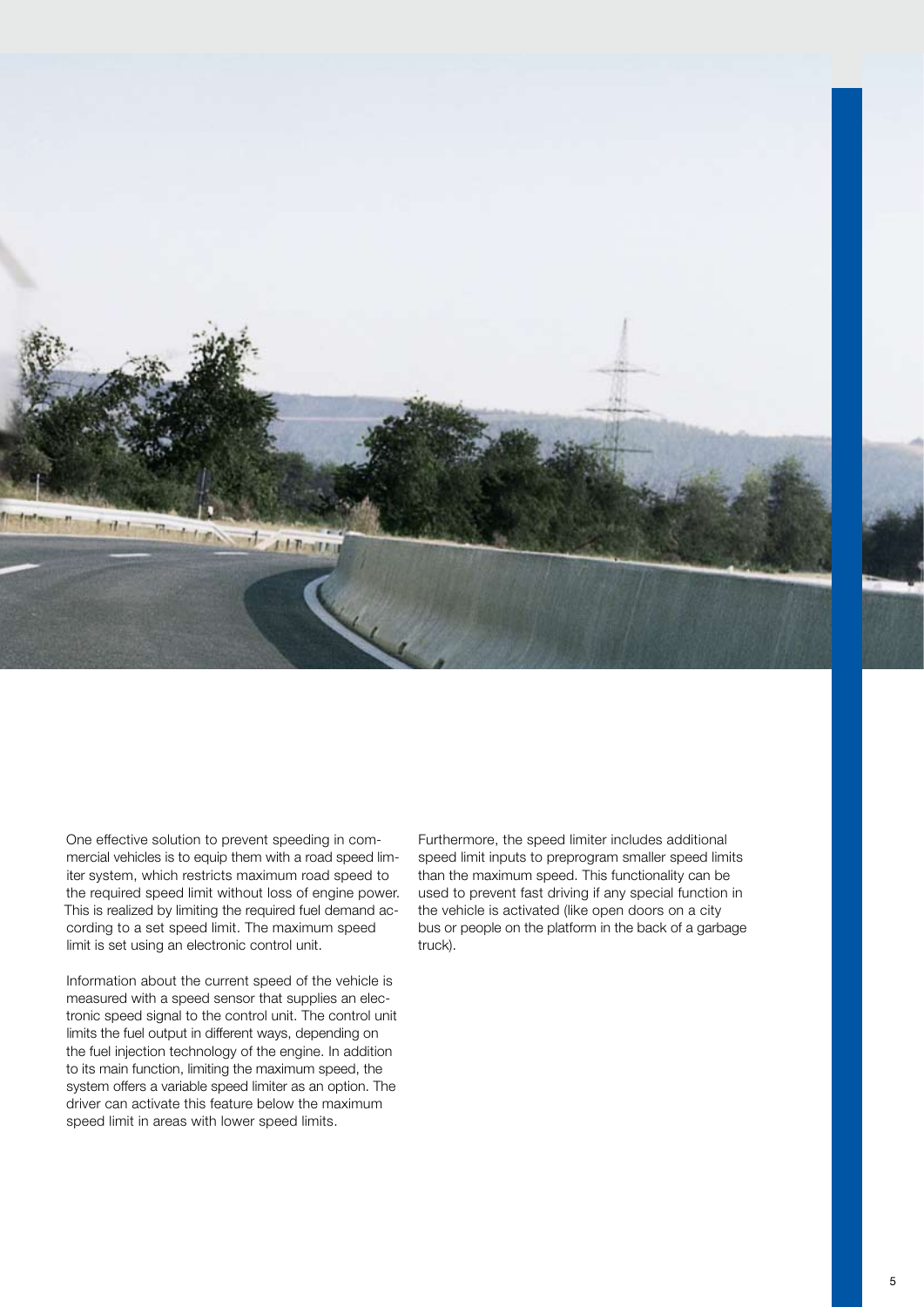One effective solution to prevent speeding in commercial vehicles is to equip them with a road speed limiter system, which restricts maximum road speed to the required speed limit without loss of engine power. This is realized by limiting the required fuel demand according to a set speed limit. The maximum speed limit is set using an electronic control unit.

Information about the current speed of the vehicle is measured with a speed sensor that supplies an electronic speed signal to the control unit. The control unit limits the fuel output in different ways, depending on the fuel injection technology of the engine. In addition to its main function, limiting the maximum speed, the system offers a variable speed limiter as an option. The driver can activate this feature below the maximum speed limit in areas with lower speed limits.

Furthermore, the speed limiter includes additional speed limit inputs to preprogram smaller speed limits than the maximum speed. This functionality can be used to prevent fast driving if any special function in the vehicle is activated (like open doors on a city bus or people on the platform in the back of a garbage truck).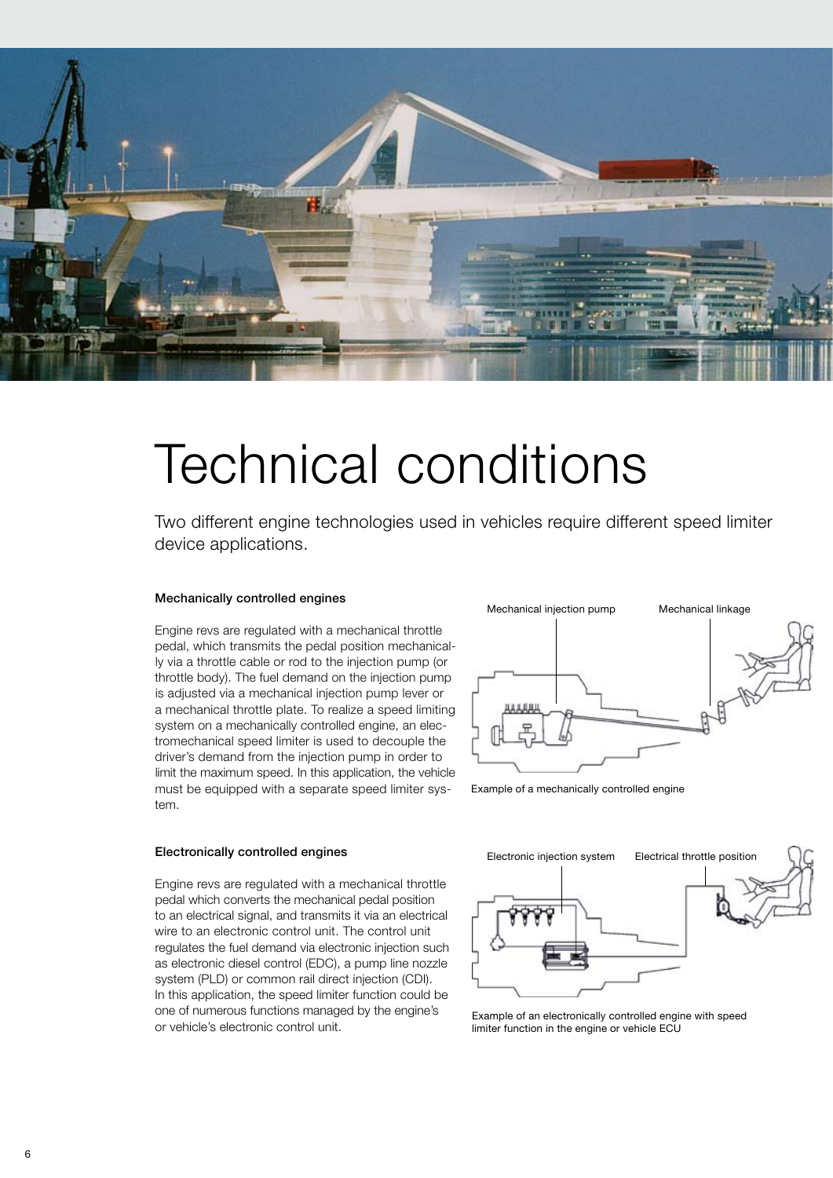# Technical conditions

Two different engine technologies used in vehicles require different speed limiter device applications.

### Mechanically controlled engines

Engine revs are regulated with a mechanical throttle pedal, which transmits the pedal position mechanically via a throttle cable or rod to the injection pump (or throttle body). The fuel demand on the injection pump is adjusted via a mechanical injection pump lever or a mechanical throttle plate. To realize a speed limiting system on a mechanically controlled engine, an electromechanical speed limiter is used to decouple the driver's demand from the injection pump in order to limit the maximum speed. In this application, the vehicle must be equipped with a separate speed limiter system.

Mechanical injection pump

Mechanical linkage

Example of a mechanically controlled engine

### Electronically controlled engines

Engine revs are regulated with a mechanical throttle pedal which converts the mechanical pedal position to an electrical signal, and transmits it via an electrical wire to an electronic control unit. The control unit regulates the fuel demand via electronic injection such as electronic diesel control (EDC), a pump line nozzle system (PLD) or common rail direct injection (CDI). In this application, the speed limiter function could be one of numerous functions managed by the engine's or vehicle's electronic control unit.

Electronic injection system

Electrical throttle position

Example of an electronically controlled engine with speed limiter function in the engine or vehicle ECU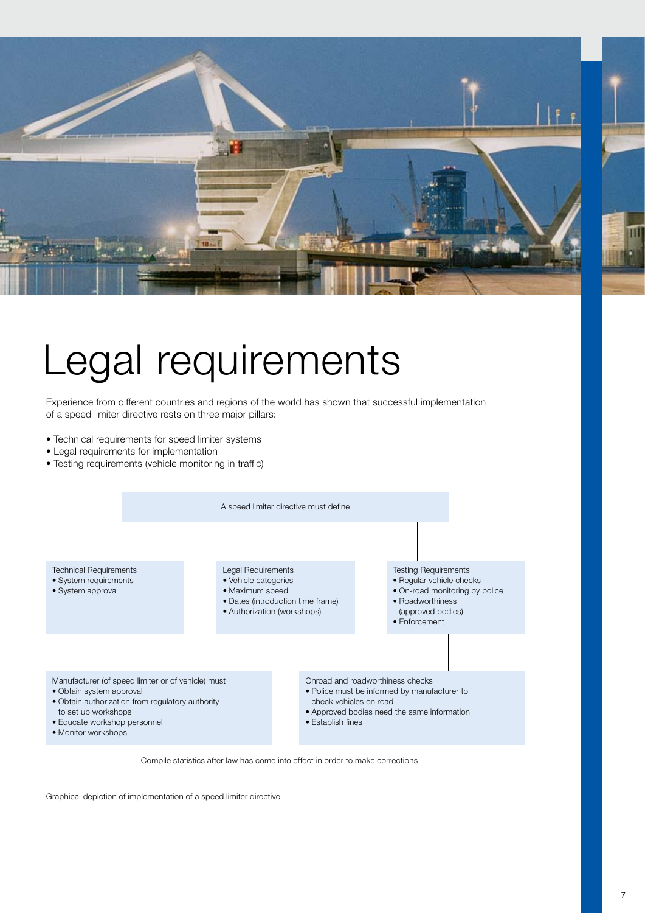# Legal requirements

Experience from different countries and regions of the world has shown that successful implementation of a speed limiter directive rests on three major pillars:

- Technical requirements for speed limiter systems
- Legal requirements for implementation
- Testing requirements (vehicle monitoring in traffic)

A speed limiter directive must define

Technical Requirements
- System requirements
- System approval

Legal Requirements
- Vehicle categories
- Maximum speed
- Dates (introduction time frame)
- Authorization (workshops)

Testing Requirements
- Regular vehicle checks
- On-road monitoring by police
- Roadworthiness (approved bodies)
- Enforcement

Manufacturer (of speed limiter or of vehicle) must
- Obtain system approval
- Obtain authorization from regulatory authority to set up workshops
- Educate workshop personnel
- Monitor workshops

Onroad and roadworthiness checks
- Police must be informed by manufacturer to check vehicles on road
- Approved bodies need the same information
- Establish fines

Compile statistics after law has come into effect in order to make corrections

Graphical depiction of implementation of a speed limiter directive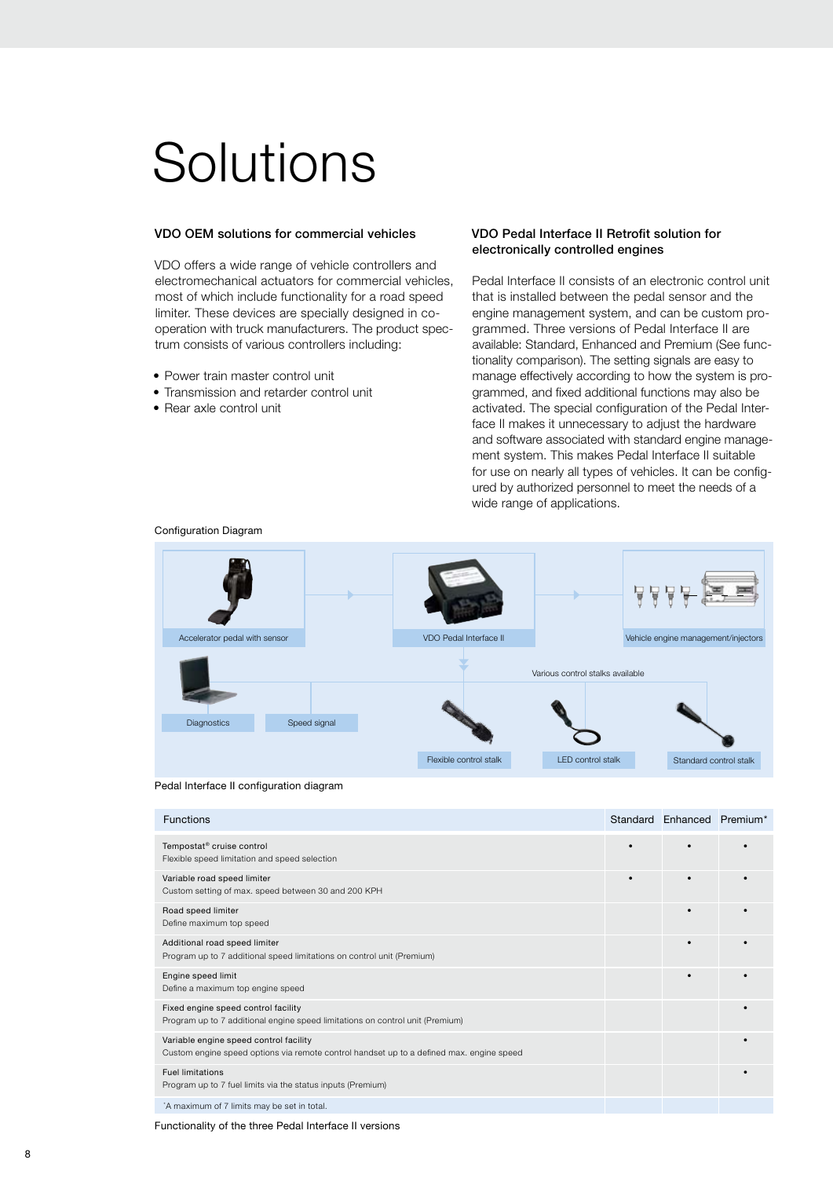# Solutions

### VDO OEM solutions for commercial vehicles

VDO offers a wide range of vehicle controllers and electromechanical actuators for commercial vehicles, most of which include functionality for a road speed limiter. These devices are specially designed in co-operation with truck manufacturers. The product spectrum consists of various controllers including:

- Power train master control unit
- Transmission and retarder control unit
- Rear axle control unit

### VDO Pedal Interface II Retrofit solution for electronically controlled engines

Pedal Interface II consists of an electronic control unit that is installed between the pedal sensor and the engine management system, and can be custom programmed. Three versions of Pedal Interface II are available: Standard, Enhanced and Premium (See functionality comparison). The setting signals are easy to manage effectively according to how the system is programmed, and fixed additional functions may also be activated. The special configuration of the Pedal Interface II makes it unnecessary to adjust the hardware and software associated with standard engine management system. This makes Pedal Interface II suitable for use on nearly all types of vehicles. It can be configured by authorized personnel to meet the needs of a wide range of applications.

Configuration Diagram

Accelerator pedal with sensor | VDO Pedal Interface II | Vehicle engine management/injectors

Diagnostics | Speed signal

Various control stalks available: Flexible control stalk | LED control stalk | Standard control stalk

Pedal Interface II configuration diagram

| Functions | Standard | Enhanced | Premium* |
|---|---|---|---|
| Tempostat® cruise control<br>Flexible speed limitation and speed selection | • | • | • |
| Variable road speed limiter<br>Custom setting of max. speed between 30 and 200 KPH | • | • | • |
| Road speed limiter<br>Define maximum top speed | | • | • |
| Additional road speed limiter<br>Program up to 7 additional speed limitations on control unit (Premium) | | • | • |
| Engine speed limit<br>Define a maximum top engine speed | | • | • |
| Fixed engine speed control facility<br>Program up to 7 additional engine speed limitations on control unit (Premium) | | | • |
| Variable engine speed control facility<br>Custom engine speed options via remote control handset up to a defined max. engine speed | | | • |
| Fuel limitations<br>Program up to 7 fuel limits via the status inputs (Premium) | | | • |
| *A maximum of 7 limits may be set in total. | | | |

Functionality of the three Pedal Interface II versions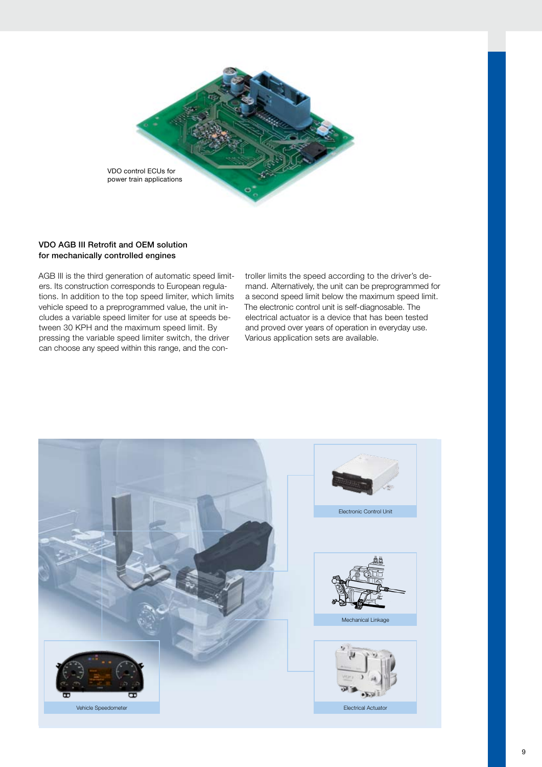VDO control ECUs for power train applications

### VDO AGB III Retrofit and OEM solution for mechanically controlled engines

AGB III is the third generation of automatic speed limiters. Its construction corresponds to European regulations. In addition to the top speed limiter, which limits vehicle speed to a preprogrammed value, the unit includes a variable speed limiter for use at speeds between 30 KPH and the maximum speed limit. By pressing the variable speed limiter switch, the driver can choose any speed within this range, and the controller limits the speed according to the driver's demand. Alternatively, the unit can be preprogrammed for a second speed limit below the maximum speed limit. The electronic control unit is self-diagnosable. The electrical actuator is a device that has been tested and proved over years of operation in everyday use. Various application sets are available.

Electronic Control Unit

Mechanical Linkage

Vehicle Speedometer

Electrical Actuator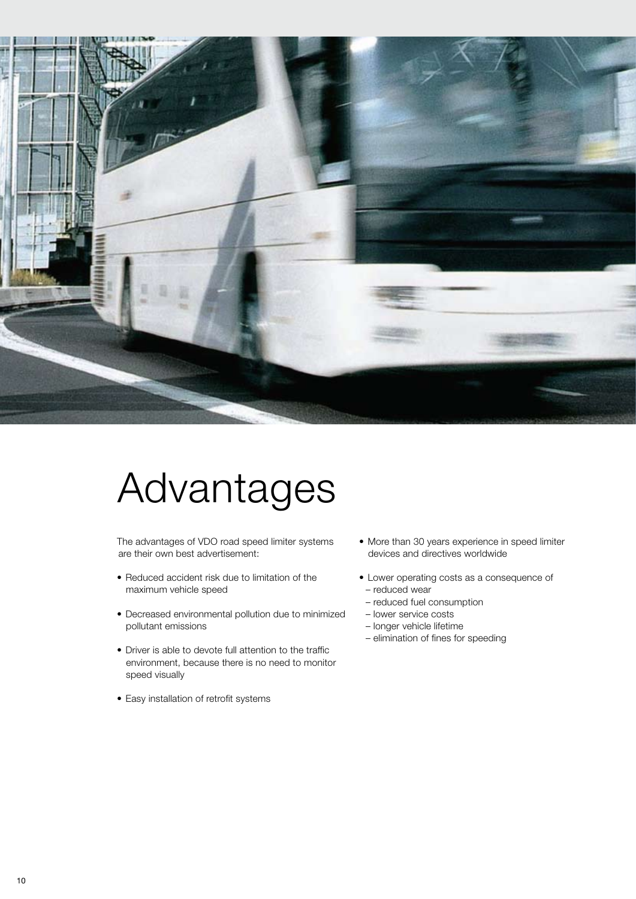# Advantages

The advantages of VDO road speed limiter systems are their own best advertisement:

- Reduced accident risk due to limitation of the maximum vehicle speed
- Decreased environmental pollution due to minimized pollutant emissions
- Driver is able to devote full attention to the traffic environment, because there is no need to monitor speed visually
- Easy installation of retrofit systems
- More than 30 years experience in speed limiter devices and directives worldwide
- Lower operating costs as a consequence of
  - reduced wear
  - reduced fuel consumption
  - lower service costs
  - longer vehicle lifetime
  - elimination of fines for speeding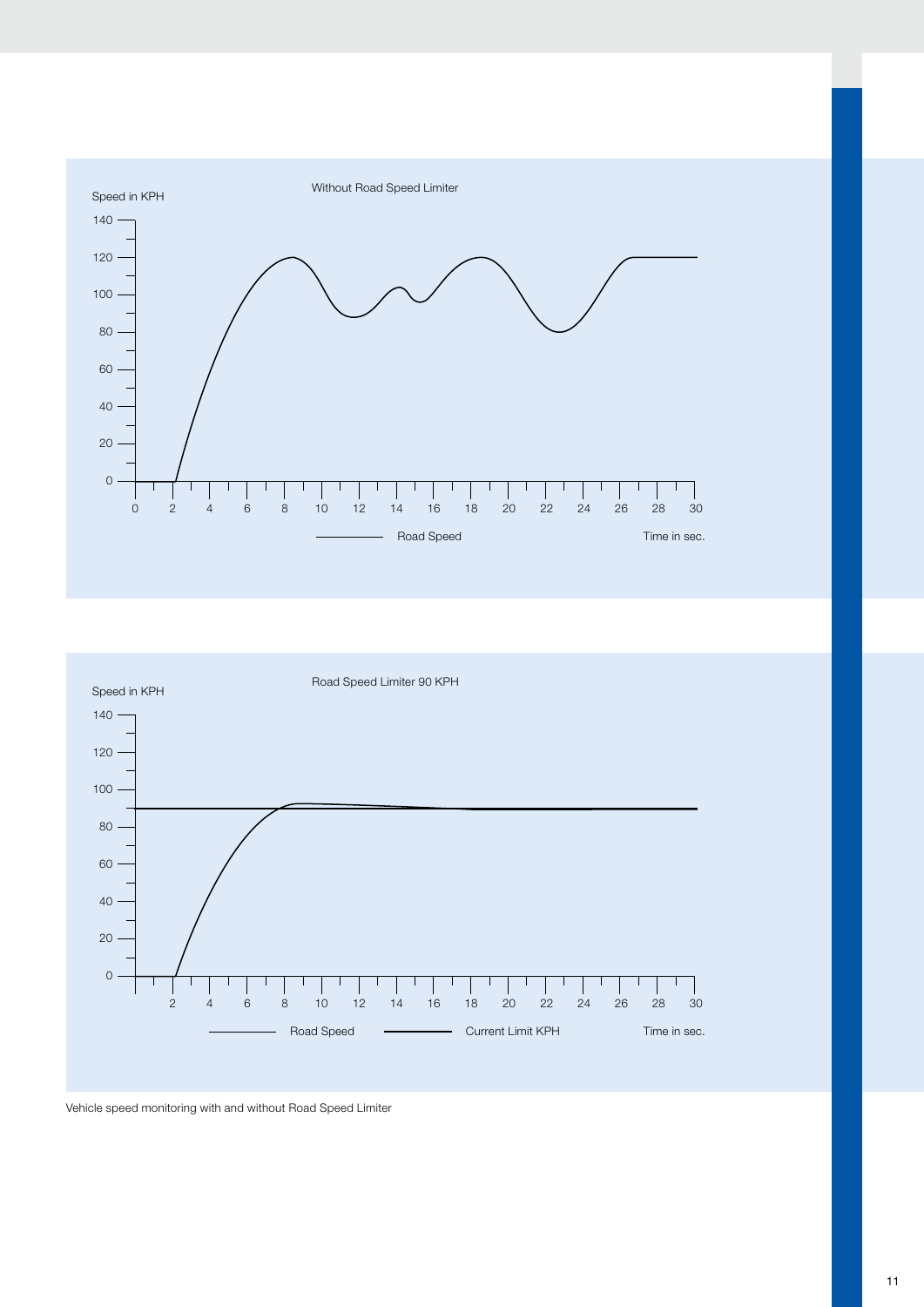**Without Road Speed Limiter**

Speed in KPH: 0, 20, 40, 60, 80, 100, 120, 140

Time in sec.: 0, 2, 4, 6, 8, 10, 12, 14, 16, 18, 20, 22, 24, 26, 28, 30

Legend: Road Speed

**Road Speed Limiter 90 KPH**

Speed in KPH: 0, 20, 40, 60, 80, 100, 120, 140

Time in sec.: 2, 4, 6, 8, 10, 12, 14, 16, 18, 20, 22, 24, 26, 28, 30

Legend: Road Speed, Current Limit KPH

Vehicle speed monitoring with and without Road Speed Limiter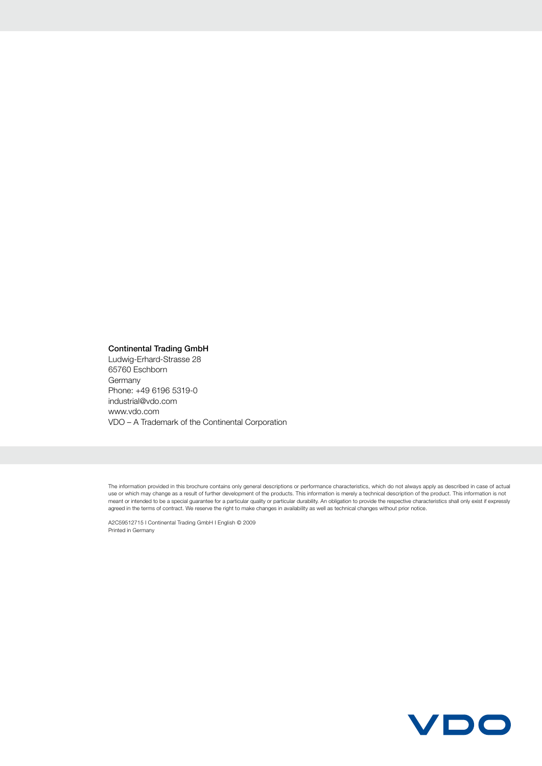**Continental Trading GmbH**
Ludwig-Erhard-Strasse 28
65760 Eschborn
Germany
Phone: +49 6196 5319-0
industrial@vdo.com
www.vdo.com
VDO – A Trademark of the Continental Corporation

The information provided in this brochure contains only general descriptions or performance characteristics, which do not always apply as described in case of actual use or which may change as a result of further development of the products. This information is merely a technical description of the product. This information is not meant or intended to be a special guarantee for a particular quality or particular durability. An obligation to provide the respective characteristics shall only exist if expressly agreed in the terms of contract. We reserve the right to make changes in availability as well as technical changes without prior notice.

A2C59512715 I Continental Trading GmbH I English © 2009
Printed in Germany

VDO